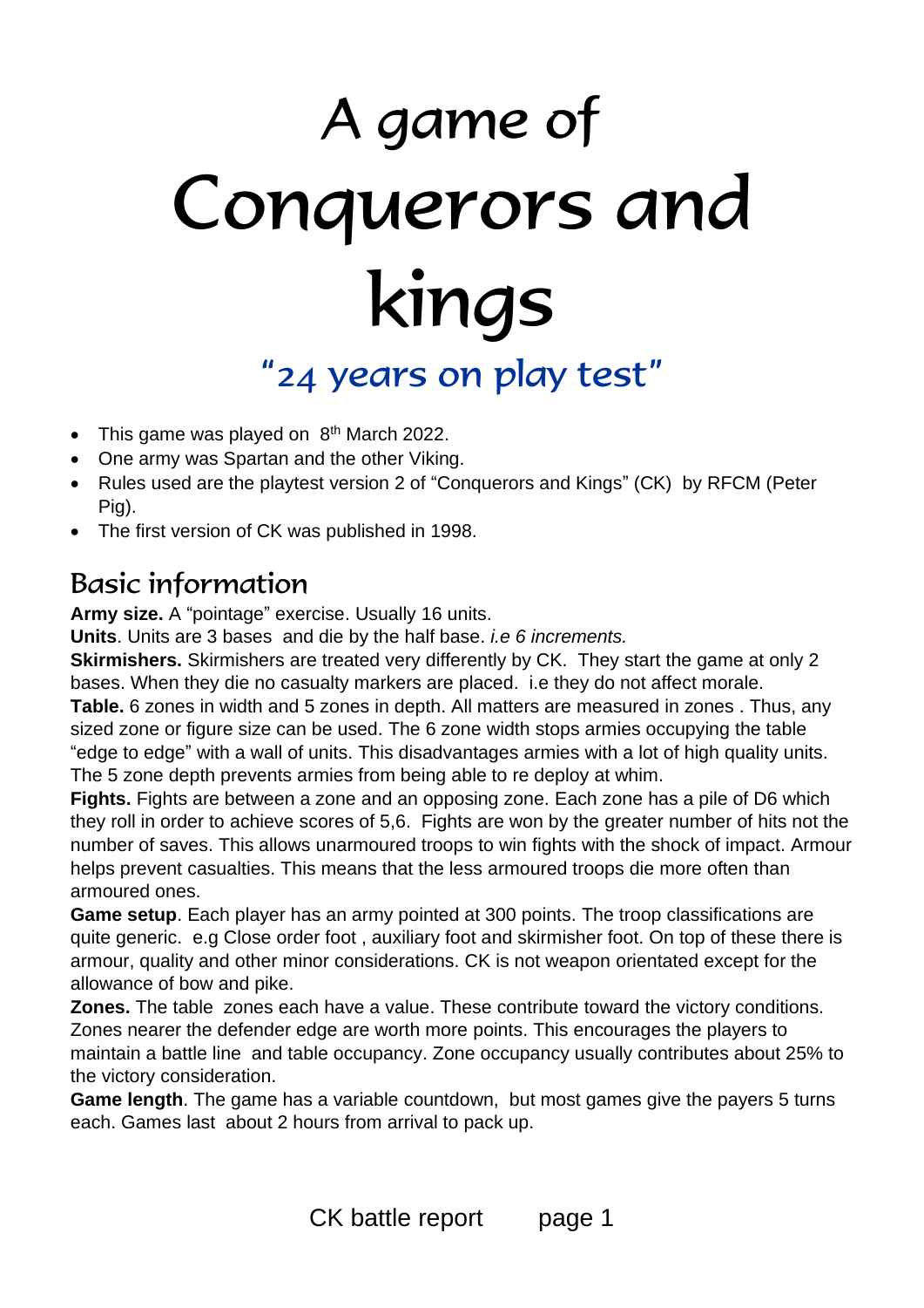# A game of Conquerors and kings

## "24 years on play test"

- This game was played on 8th March 2022.
- One army was Spartan and the other Viking.
- Rules used are the playtest version 2 of "Conquerors and Kings" (CK) by RFCM (Peter Pig).
- The first version of CK was published in 1998.

## Basic information

**Army size.** A "pointage" exercise. Usually 16 units.

**Units**. Units are 3 bases and die by the half base. *i.e 6 increments.*

**Skirmishers.** Skirmishers are treated very differently by CK. They start the game at only 2 bases. When they die no casualty markers are placed. i.e they do not affect morale.

**Table.** 6 zones in width and 5 zones in depth. All matters are measured in zones . Thus, any sized zone or figure size can be used. The 6 zone width stops armies occupying the table "edge to edge" with a wall of units. This disadvantages armies with a lot of high quality units. The 5 zone depth prevents armies from being able to re deploy at whim.

**Fights.** Fights are between a zone and an opposing zone. Each zone has a pile of D6 which they roll in order to achieve scores of 5,6. Fights are won by the greater number of hits not the number of saves. This allows unarmoured troops to win fights with the shock of impact. Armour helps prevent casualties. This means that the less armoured troops die more often than armoured ones.

**Game setup**. Each player has an army pointed at 300 points. The troop classifications are quite generic. e.g Close order foot , auxiliary foot and skirmisher foot. On top of these there is armour, quality and other minor considerations. CK is not weapon orientated except for the allowance of bow and pike.

**Zones.** The table zones each have a value. These contribute toward the victory conditions. Zones nearer the defender edge are worth more points. This encourages the players to maintain a battle line and table occupancy. Zone occupancy usually contributes about 25% to the victory consideration.

**Game length**. The game has a variable countdown, but most games give the payers 5 turns each. Games last about 2 hours from arrival to pack up.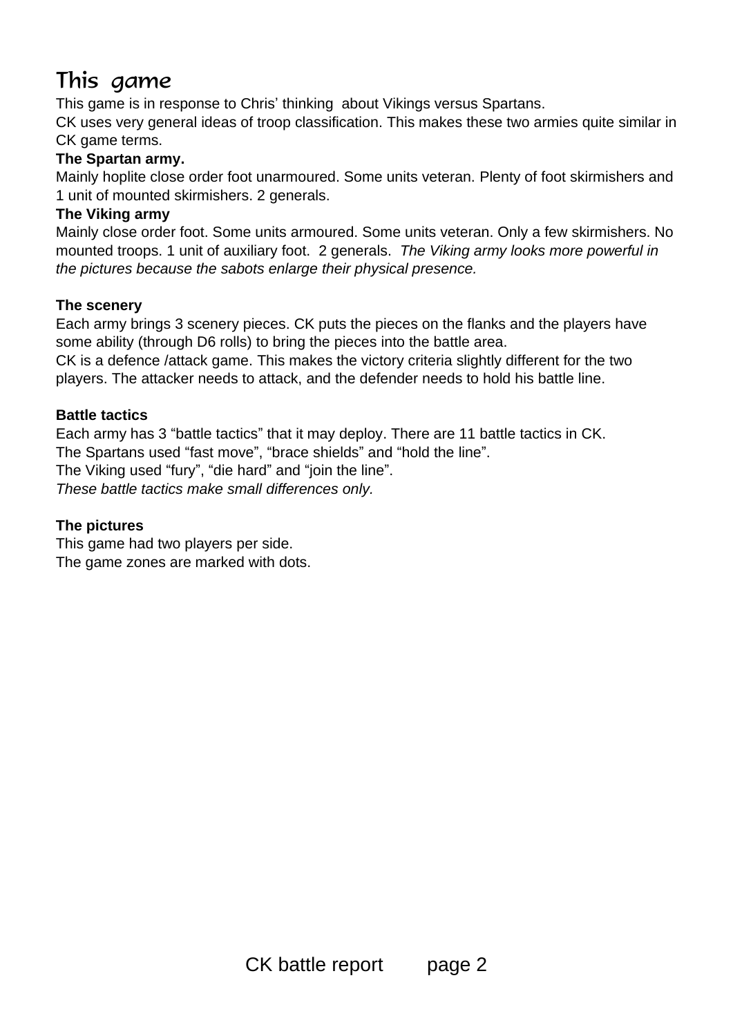# This game

This game is in response to Chris' thinking about Vikings versus Spartans.
CK uses very general ideas of troop classification. This makes these two armies quite similar in CK game terms.

**The Spartan army.**
Mainly hoplite close order foot unarmoured. Some units veteran. Plenty of foot skirmishers and 1 unit of mounted skirmishers. 2 generals.

**The Viking army**
Mainly close order foot. Some units armoured. Some units veteran. Only a few skirmishers. No mounted troops. 1 unit of auxiliary foot. 2 generals. *The Viking army looks more powerful in the pictures because the sabots enlarge their physical presence.*

**The scenery**
Each army brings 3 scenery pieces. CK puts the pieces on the flanks and the players have some ability (through D6 rolls) to bring the pieces into the battle area.
CK is a defence /attack game. This makes the victory criteria slightly different for the two players. The attacker needs to attack, and the defender needs to hold his battle line.

**Battle tactics**
Each army has 3 "battle tactics" that it may deploy. There are 11 battle tactics in CK.
The Spartans used "fast move", "brace shields" and "hold the line".
The Viking used "fury", "die hard" and "join the line".
*These battle tactics make small differences only.*

**The pictures**
This game had two players per side.
The game zones are marked with dots.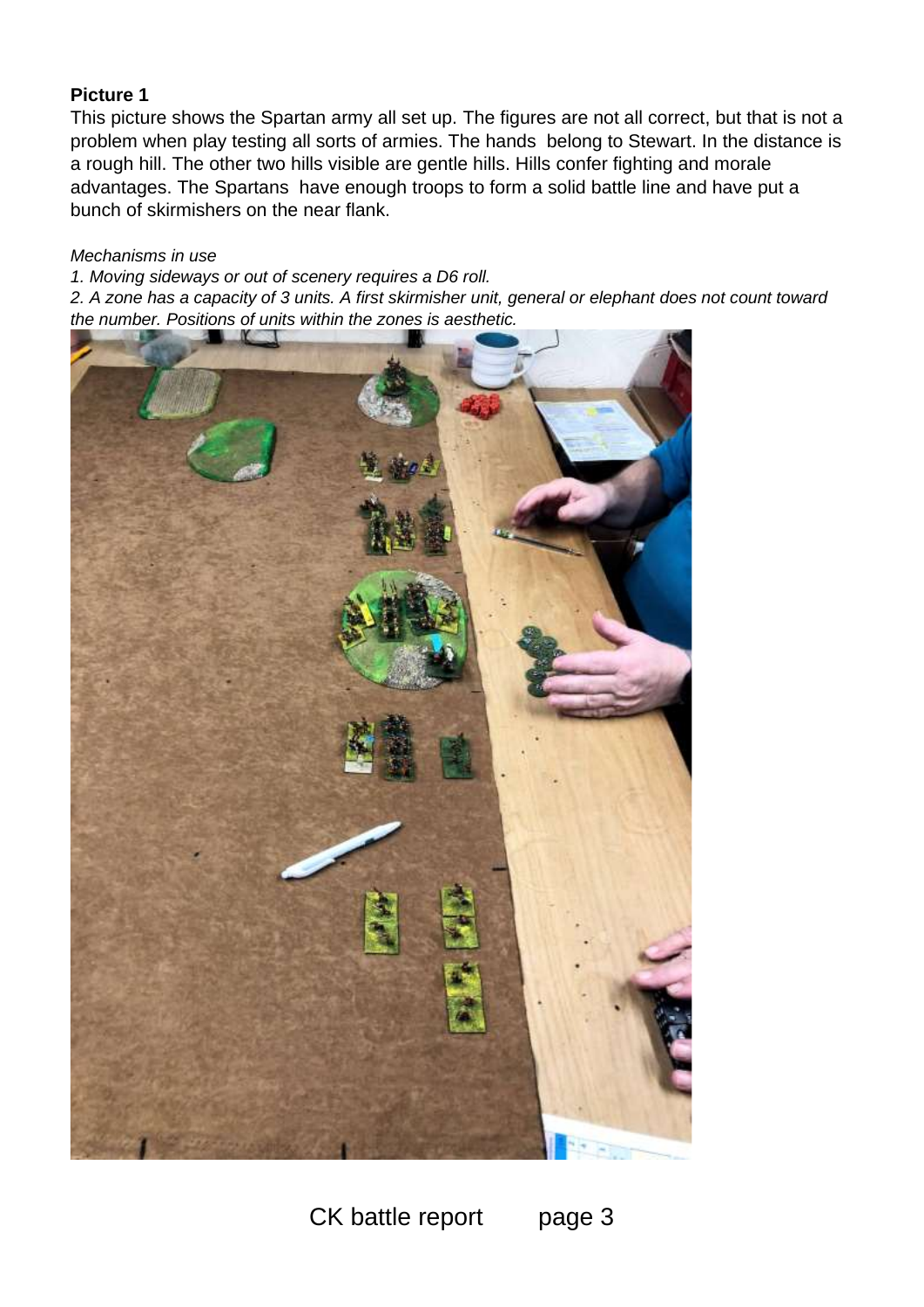**Picture 1**

This picture shows the Spartan army all set up. The figures are not all correct, but that is not a problem when play testing all sorts of armies. The hands  belong to Stewart. In the distance is a rough hill. The other two hills visible are gentle hills. Hills confer fighting and morale advantages. The Spartans  have enough troops to form a solid battle line and have put a bunch of skirmishers on the near flank.

*Mechanisms in use*

*1. Moving sideways or out of scenery requires a D6 roll.*

*2. A zone has a capacity of 3 units. A first skirmisher unit, general or elephant does not count toward the number. Positions of units within the zones is aesthetic.*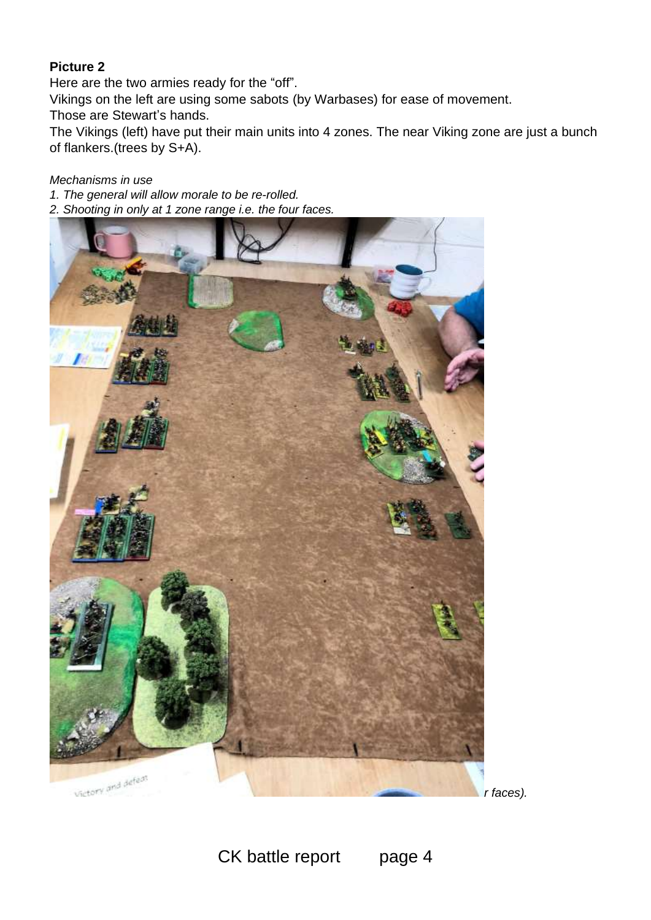**Picture 2**

Here are the two armies ready for the "off".

Vikings on the left are using some sabots (by Warbases) for ease of movement.

Those are Stewart's hands.

The Vikings (left) have put their main units into 4 zones. The near Viking zone are just a bunch of flankers.(trees by S+A).

*Mechanisms in use*

*1. The general will allow morale to be re-rolled.*

*2. Shooting in only at 1 zone range i.e. the four faces.*

*r faces).*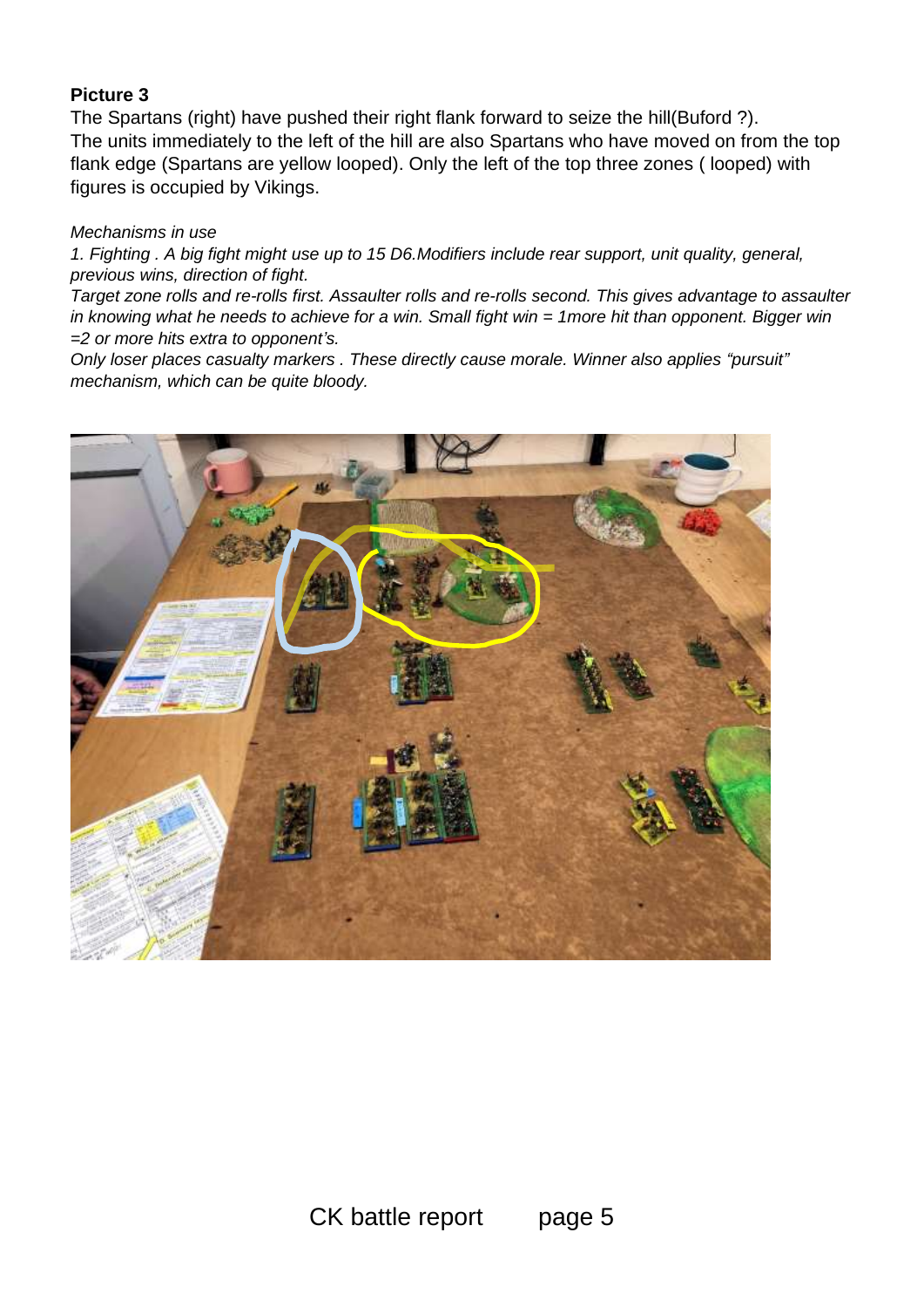**Picture 3**

The Spartans (right) have pushed their right flank forward to seize the hill(Buford ?).
The units immediately to the left of the hill are also Spartans who have moved on from the top flank edge (Spartans are yellow looped). Only the left of the top three zones ( looped) with figures is occupied by Vikings.

*Mechanisms in use*

*1. Fighting . A big fight might use up to 15 D6.Modifiers include rear support, unit quality, general, previous wins, direction of fight.*

*Target zone rolls and re-rolls first. Assaulter rolls and re-rolls second. This gives advantage to assaulter in knowing what he needs to achieve for a win. Small fight win = 1more hit than opponent. Bigger win =2 or more hits extra to opponent's.*

*Only loser places casualty markers . These directly cause morale. Winner also applies "pursuit" mechanism, which can be quite bloody.*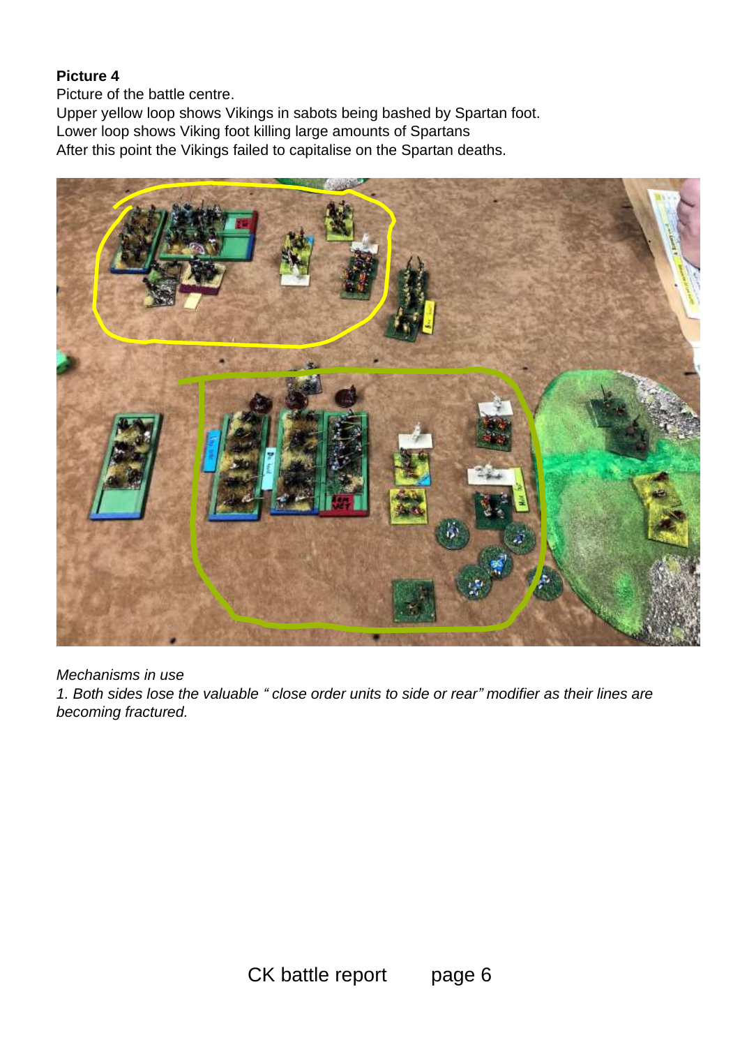**Picture 4**

Picture of the battle centre.
Upper yellow loop shows Vikings in sabots being bashed by Spartan foot.
Lower loop shows Viking foot killing large amounts of Spartans
After this point the Vikings failed to capitalise on the Spartan deaths.

*Mechanisms in use*

*1. Both sides lose the valuable " close order units to side or rear" modifier as their lines are becoming fractured.*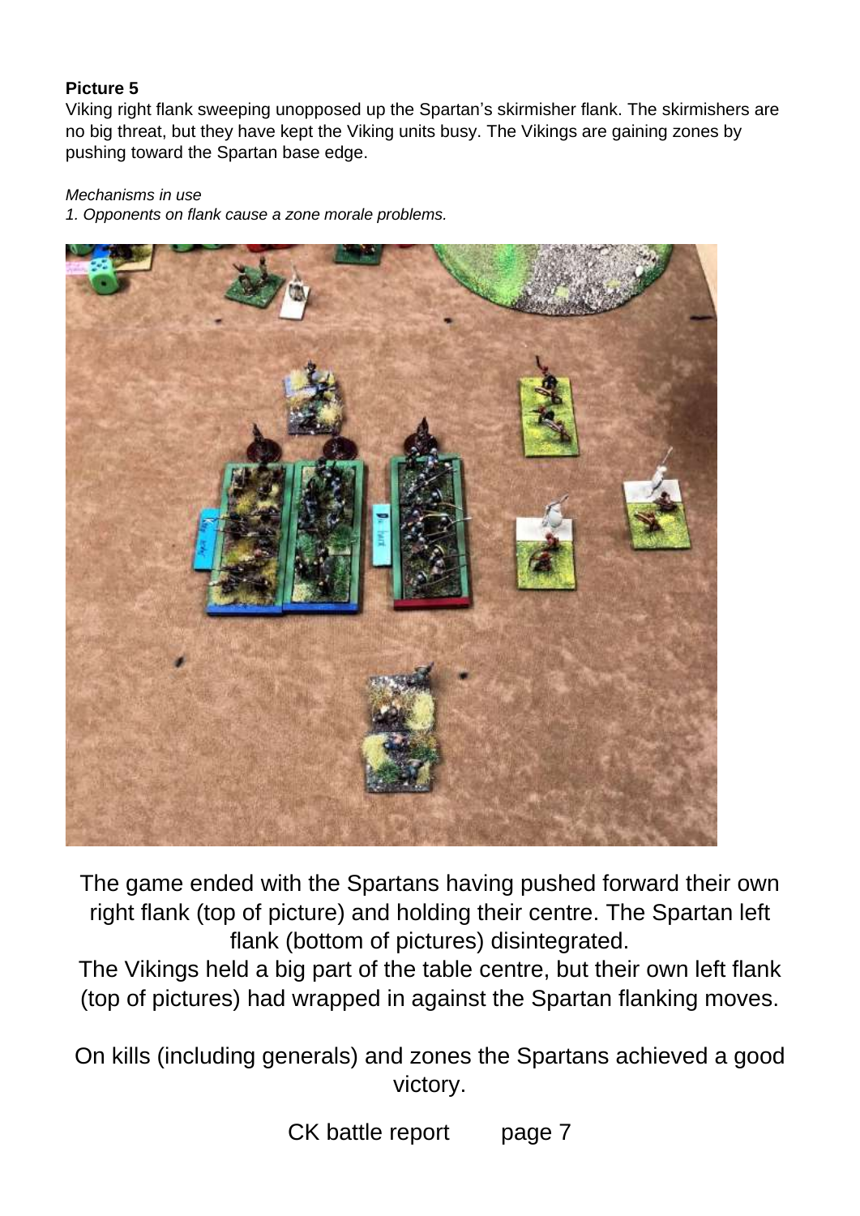**Picture 5**

Viking right flank sweeping unopposed up the Spartan's skirmisher flank. The skirmishers are no big threat, but they have kept the Viking units busy. The Vikings are gaining zones by pushing toward the Spartan base edge.

*Mechanisms in use*

*1. Opponents on flank cause a zone morale problems.*

The game ended with the Spartans having pushed forward their own right flank (top of picture) and holding their centre. The Spartan left flank (bottom of pictures) disintegrated.

The Vikings held a big part of the table centre, but their own left flank (top of pictures) had wrapped in against the Spartan flanking moves.

On kills (including generals) and zones the Spartans achieved a good victory.